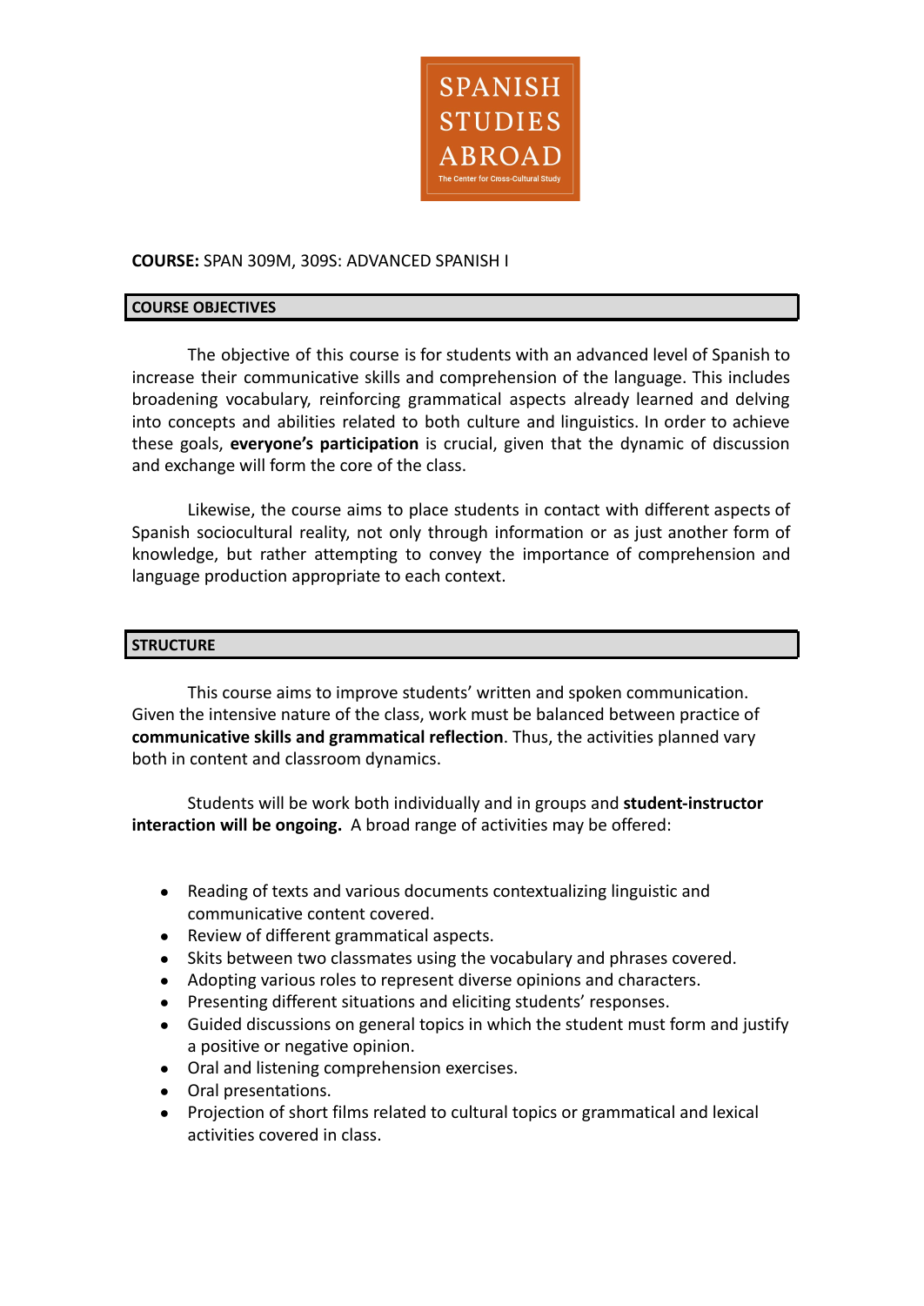SPANISH STUDIES ABROAD

The Center for Cross-Cultural Study

**COURSE:** SPAN 309M, 309S: ADVANCED SPANISH I

## COURSE OBJECTIVES

The objective of this course is for students with an advanced level of Spanish to increase their communicative skills and comprehension of the language. This includes broadening vocabulary, reinforcing grammatical aspects already learned and delving into concepts and abilities related to both culture and linguistics. In order to achieve these goals, **everyone's participation** is crucial, given that the dynamic of discussion and exchange will form the core of the class.

Likewise, the course aims to place students in contact with different aspects of Spanish sociocultural reality, not only through information or as just another form of knowledge, but rather attempting to convey the importance of comprehension and language production appropriate to each context.

## STRUCTURE

This course aims to improve students' written and spoken communication. Given the intensive nature of the class, work must be balanced between practice of **communicative skills and grammatical reflection**. Thus, the activities planned vary both in content and classroom dynamics.

Students will be work both individually and in groups and **student-instructor interaction will be ongoing.** A broad range of activities may be offered:

- Reading of texts and various documents contextualizing linguistic and communicative content covered.
- Review of different grammatical aspects.
- Skits between two classmates using the vocabulary and phrases covered.
- Adopting various roles to represent diverse opinions and characters.
- Presenting different situations and eliciting students' responses.
- Guided discussions on general topics in which the student must form and justify a positive or negative opinion.
- Oral and listening comprehension exercises.
- Oral presentations.
- Projection of short films related to cultural topics or grammatical and lexical activities covered in class.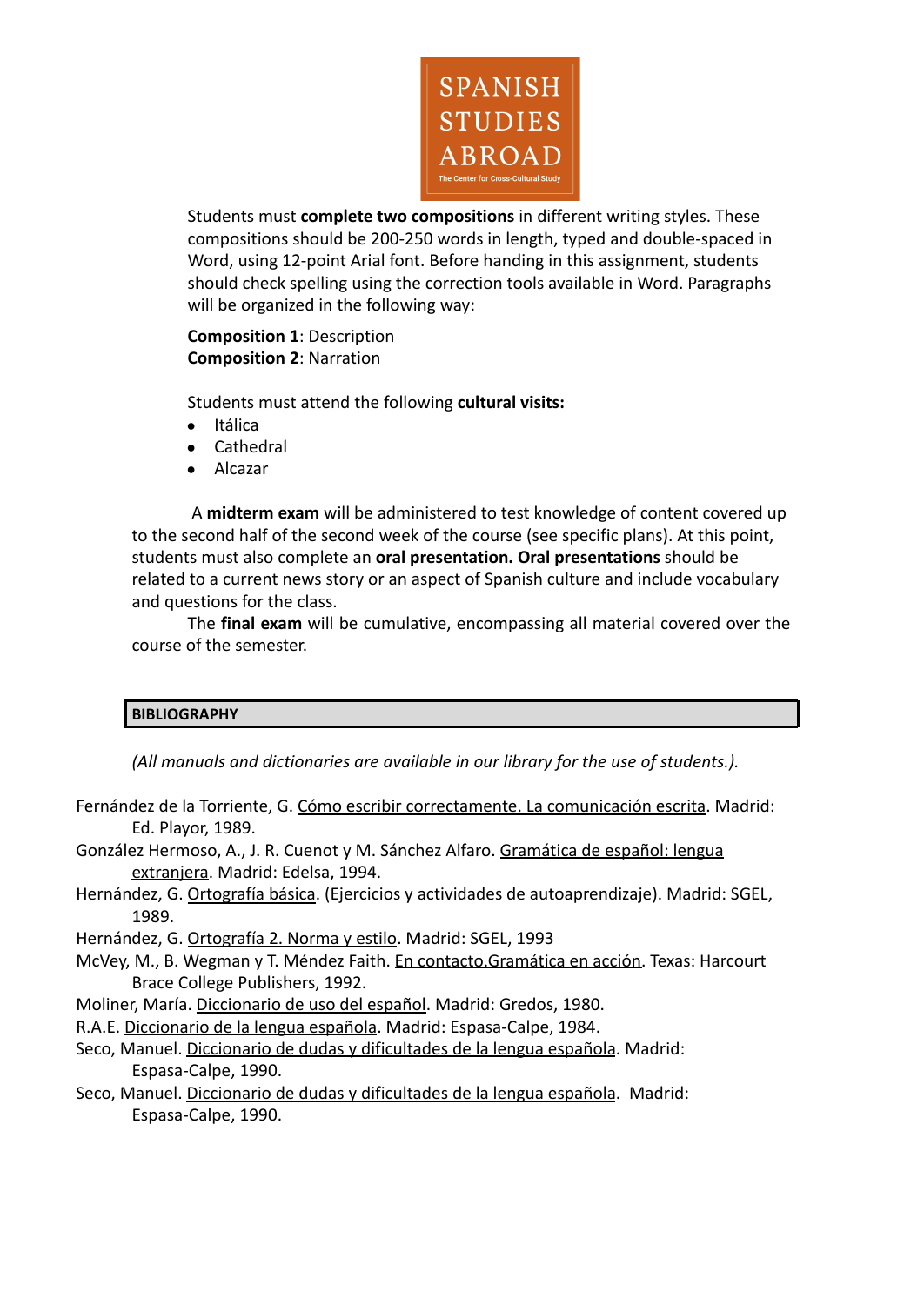Students must **complete two compositions** in different writing styles. These compositions should be 200-250 words in length, typed and double-spaced in Word, using 12-point Arial font. Before handing in this assignment, students should check spelling using the correction tools available in Word. Paragraphs will be organized in the following way:

**Composition 1**: Description
**Composition 2**: Narration

Students must attend the following **cultural visits:**

- Itálica
- Cathedral
- Alcazar

A **midterm exam** will be administered to test knowledge of content covered up to the second half of the second week of the course (see specific plans). At this point, students must also complete an **oral presentation. Oral presentations** should be related to a current news story or an aspect of Spanish culture and include vocabulary and questions for the class.

The **final exam** will be cumulative, encompassing all material covered over the course of the semester.

## BIBLIOGRAPHY

*(All manuals and dictionaries are available in our library for the use of students.).*

Fernández de la Torriente, G. Cómo escribir correctamente. La comunicación escrita. Madrid: Ed. Playor, 1989.

González Hermoso, A., J. R. Cuenot y M. Sánchez Alfaro. Gramática de español: lengua extranjera. Madrid: Edelsa, 1994.

Hernández, G. Ortografía básica. (Ejercicios y actividades de autoaprendizaje). Madrid: SGEL, 1989.

Hernández, G. Ortografía 2. Norma y estilo. Madrid: SGEL, 1993

McVey, M., B. Wegman y T. Méndez Faith. En contacto.Gramática en acción. Texas: Harcourt Brace College Publishers, 1992.

Moliner, María. Diccionario de uso del español. Madrid: Gredos, 1980.

R.A.E. Diccionario de la lengua española. Madrid: Espasa-Calpe, 1984.

Seco, Manuel. Diccionario de dudas y dificultades de la lengua española. Madrid: Espasa-Calpe, 1990.

Seco, Manuel. Diccionario de dudas y dificultades de la lengua española. Madrid: Espasa-Calpe, 1990.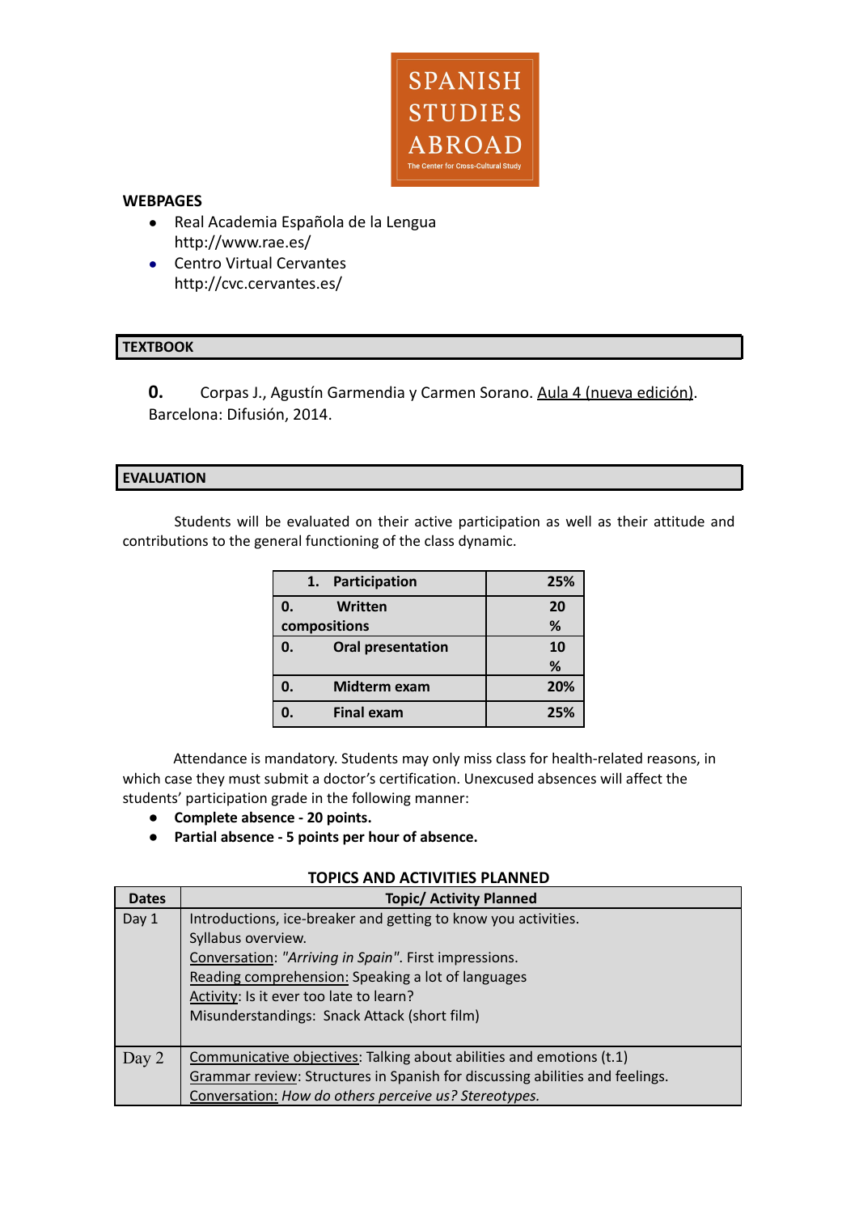SPANISH STUDIES ABROAD
The Center for Cross-Cultural Study

**WEBPAGES**

- Real Academia Española de la Lengua
  http://www.rae.es/
- Centro Virtual Cervantes
  http://cvc.cervantes.es/

## TEXTBOOK

**0.** Corpas J., Agustín Garmendia y Carmen Sorano. Aula 4 (nueva edición). Barcelona: Difusión, 2014.

## EVALUATION

Students will be evaluated on their active participation as well as their attitude and contributions to the general functioning of the class dynamic.

| | |
|---|---|
| **1. Participation** | **25%** |
| **0. Written compositions** | **20 %** |
| **0. Oral presentation** | **10 %** |
| **0. Midterm exam** | **20%** |
| **0. Final exam** | **25%** |

Attendance is mandatory. Students may only miss class for health-related reasons, in which case they must submit a doctor's certification. Unexcused absences will affect the students' participation grade in the following manner:

- **Complete absence - 20 points.**
- **Partial absence - 5 points per hour of absence.**

**TOPICS AND ACTIVITIES PLANNED**

| Dates | Topic/ Activity Planned |
|---|---|
| Day 1 | Introductions, ice-breaker and getting to know you activities.<br>Syllabus overview.<br>Conversation: *"Arriving in Spain"*. First impressions.<br>Reading comprehension: Speaking a lot of languages<br>Activity: Is it ever too late to learn?<br>Misunderstandings: Snack Attack (short film) |
| Day 2 | Communicative objectives: Talking about abilities and emotions (t.1)<br>Grammar review: Structures in Spanish for discussing abilities and feelings.<br>Conversation: *How do others perceive us? Stereotypes.* |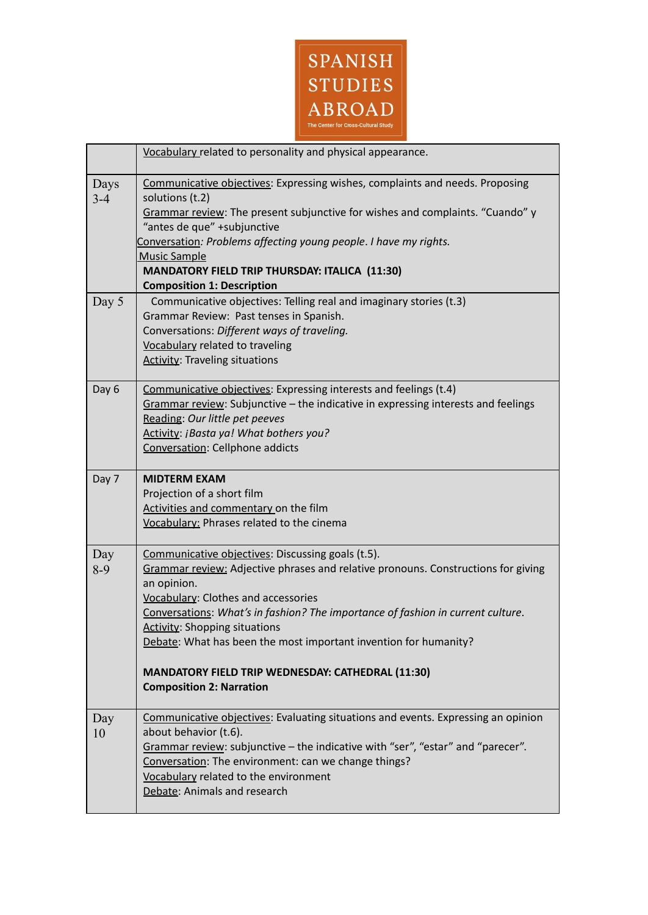| | |
|---|---|
| | Vocabulary related to personality and physical appearance. |
| Days 3-4 | Communicative objectives: Expressing wishes, complaints and needs. Proposing solutions (t.2)<br>Grammar review: The present subjunctive for wishes and complaints. "Cuando" y "antes de que" +subjunctive<br>Conversation: *Problems affecting young people. I have my rights.*<br>Music Sample<br>**MANDATORY FIELD TRIP THURSDAY: ITALICA (11:30)**<br>**Composition 1: Description** |
| Day 5 | Communicative objectives: Telling real and imaginary stories (t.3)<br>Grammar Review: Past tenses in Spanish.<br>Conversations: *Different ways of traveling.*<br>Vocabulary related to traveling<br>Activity: Traveling situations |
| Day 6 | Communicative objectives: Expressing interests and feelings (t.4)<br>Grammar review: Subjunctive – the indicative in expressing interests and feelings<br>Reading: *Our little pet peeves*<br>Activity: *¡Basta ya! What bothers you?*<br>Conversation: Cellphone addicts |
| Day 7 | **MIDTERM EXAM**<br>Projection of a short film<br>Activities and commentary on the film<br>Vocabulary: Phrases related to the cinema |
| Day 8-9 | Communicative objectives: Discussing goals (t.5).<br>Grammar review: Adjective phrases and relative pronouns. Constructions for giving an opinion.<br>Vocabulary: Clothes and accessories<br>Conversations: *What's in fashion? The importance of fashion in current culture*.<br>Activity: Shopping situations<br>Debate: What has been the most important invention for humanity?<br><br>**MANDATORY FIELD TRIP WEDNESDAY: CATHEDRAL (11:30)**<br>**Composition 2: Narration** |
| Day 10 | Communicative objectives: Evaluating situations and events. Expressing an opinion about behavior (t.6).<br>Grammar review: subjunctive – the indicative with "ser", "estar" and "parecer".<br>Conversation: The environment: can we change things?<br>Vocabulary related to the environment<br>Debate: Animals and research |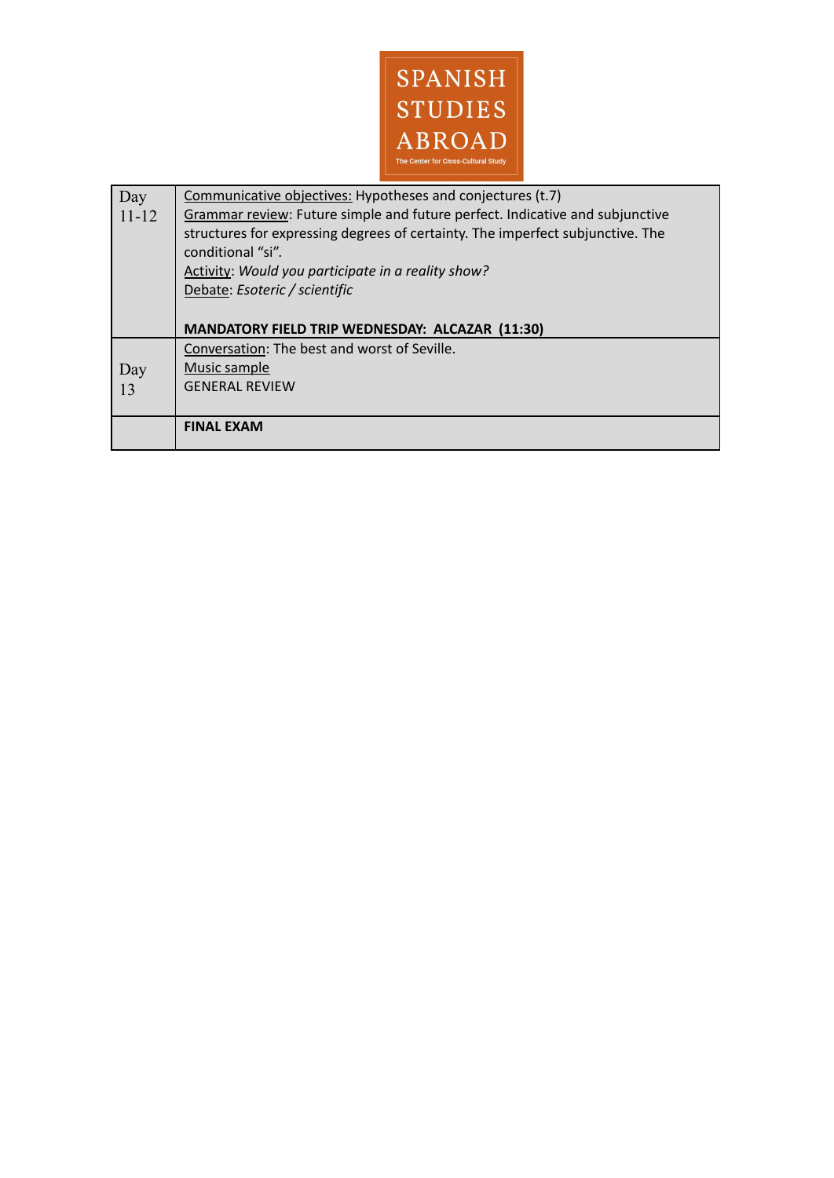SPANISH STUDIES ABROAD

The Center for Cross-Cultural Study

| | |
|---|---|
| Day 11-12 | Communicative objectives: Hypotheses and conjectures (t.7)<br>Grammar review: Future simple and future perfect. Indicative and subjunctive structures for expressing degrees of certainty. The imperfect subjunctive. The conditional "si".<br>Activity: *Would you participate in a reality show?*<br>Debate: *Esoteric / scientific*<br><br>**MANDATORY FIELD TRIP WEDNESDAY: ALCAZAR (11:30)** |
| Day 13 | Conversation: The best and worst of Seville.<br>Music sample<br>GENERAL REVIEW |
| | **FINAL EXAM** |